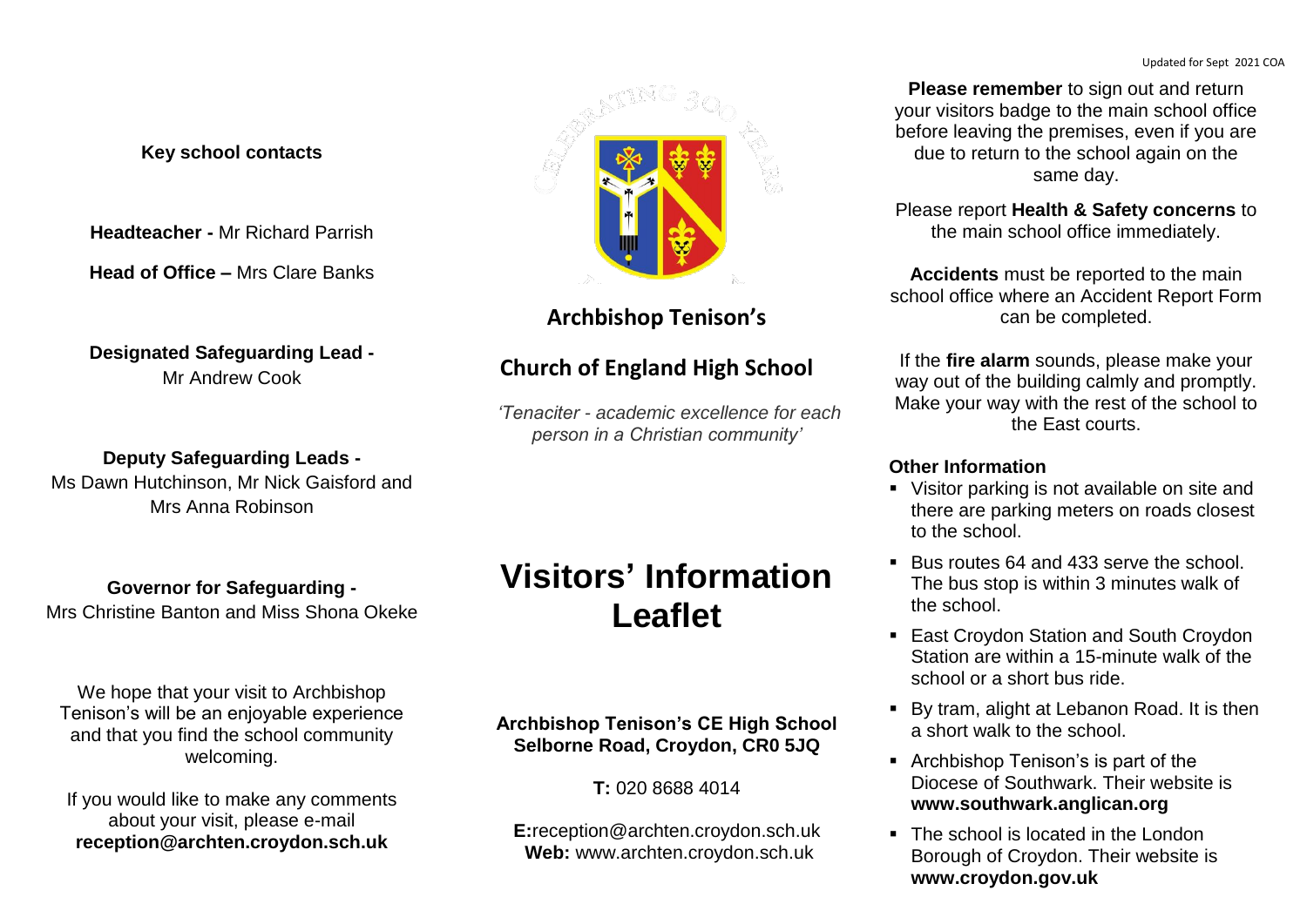Updated for Sept 2021 COA

**Key school contacts**

**Headteacher -** Mr Richard Parrish

**Head of Office –** Mrs Clare Banks

**Designated Safeguarding Lead -**
Mr Andrew Cook

**Deputy Safeguarding Leads -**
Ms Dawn Hutchinson, Mr Nick Gaisford and Mrs Anna Robinson

**Governor for Safeguarding -**
Mrs Christine Banton and Miss Shona Okeke

We hope that your visit to Archbishop Tenison's will be an enjoyable experience and that you find the school community welcoming.

If you would like to make any comments about your visit, please e-mail **reception@archten.croydon.sch.uk**

## Archbishop Tenison's

## Church of England High School

*'Tenaciter - academic excellence for each person in a Christian community'*

# Visitors' Information Leaflet

**Archbishop Tenison's CE High School**
**Selborne Road, Croydon, CR0 5JQ**

**T:** 020 8688 4014

**E:**reception@archten.croydon.sch.uk
**Web:** www.archten.croydon.sch.uk

**Please remember** to sign out and return your visitors badge to the main school office before leaving the premises, even if you are due to return to the school again on the same day.

Please report **Health & Safety concerns** to the main school office immediately.

**Accidents** must be reported to the main school office where an Accident Report Form can be completed.

If the **fire alarm** sounds, please make your way out of the building calmly and promptly. Make your way with the rest of the school to the East courts.

**Other Information**

- Visitor parking is not available on site and there are parking meters on roads closest to the school.
- Bus routes 64 and 433 serve the school. The bus stop is within 3 minutes walk of the school.
- East Croydon Station and South Croydon Station are within a 15-minute walk of the school or a short bus ride.
- By tram, alight at Lebanon Road. It is then a short walk to the school.
- Archbishop Tenison's is part of the Diocese of Southwark. Their website is **www.southwark.anglican.org**
- The school is located in the London Borough of Croydon. Their website is **www.croydon.gov.uk**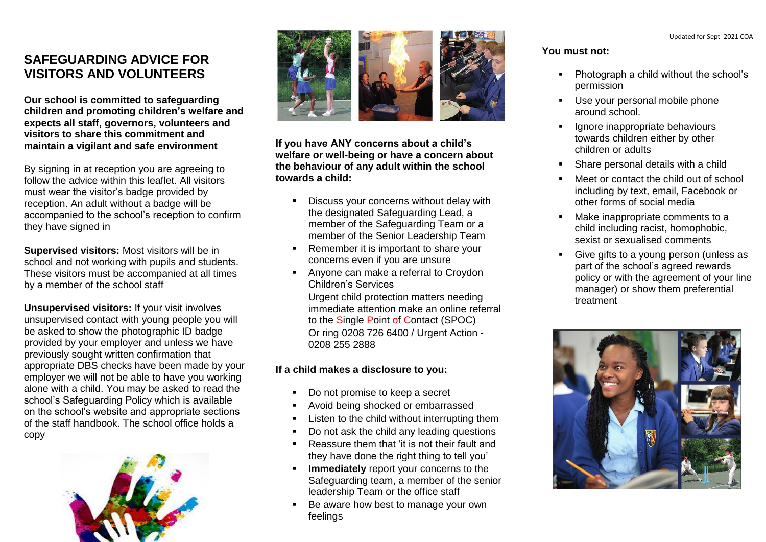# SAFEGUARDING ADVICE FOR VISITORS AND VOLUNTEERS

**Our school is committed to safeguarding children and promoting children's welfare and expects all staff, governors, volunteers and visitors to share this commitment and maintain a vigilant and safe environment**

By signing in at reception you are agreeing to follow the advice within this leaflet. All visitors must wear the visitor's badge provided by reception. An adult without a badge will be accompanied to the school's reception to confirm they have signed in

**Supervised visitors:** Most visitors will be in school and not working with pupils and students. These visitors must be accompanied at all times by a member of the school staff

**Unsupervised visitors:** If your visit involves unsupervised contact with young people you will be asked to show the photographic ID badge provided by your employer and unless we have previously sought written confirmation that appropriate DBS checks have been made by your employer we will not be able to have you working alone with a child. You may be asked to read the school's Safeguarding Policy which is available on the school's website and appropriate sections of the staff handbook. The school office holds a copy

**If you have ANY concerns about a child's welfare or well-being or have a concern about the behaviour of any adult within the school towards a child:**

- Discuss your concerns without delay with the designated Safeguarding Lead, a member of the Safeguarding Team or a member of the Senior Leadership Team
- Remember it is important to share your concerns even if you are unsure
- Anyone can make a referral to Croydon Children's Services
  Urgent child protection matters needing immediate attention make an online referral to the Single Point of Contact (SPOC)
  Or ring 0208 726 6400 / Urgent Action - 0208 255 2888

**If a child makes a disclosure to you:**

- Do not promise to keep a secret
- Avoid being shocked or embarrassed
- Listen to the child without interrupting them
- Do not ask the child any leading questions
- Reassure them that 'it is not their fault and they have done the right thing to tell you'
- **Immediately** report your concerns to the Safeguarding team, a member of the senior leadership Team or the office staff
- Be aware how best to manage your own feelings

Updated for Sept 2021 COA

**You must not:**

- Photograph a child without the school's permission
- Use your personal mobile phone around school.
- Ignore inappropriate behaviours towards children either by other children or adults
- Share personal details with a child
- Meet or contact the child out of school including by text, email, Facebook or other forms of social media
- Make inappropriate comments to a child including racist, homophobic, sexist or sexualised comments
- Give gifts to a young person (unless as part of the school's agreed rewards policy or with the agreement of your line manager) or show them preferential treatment